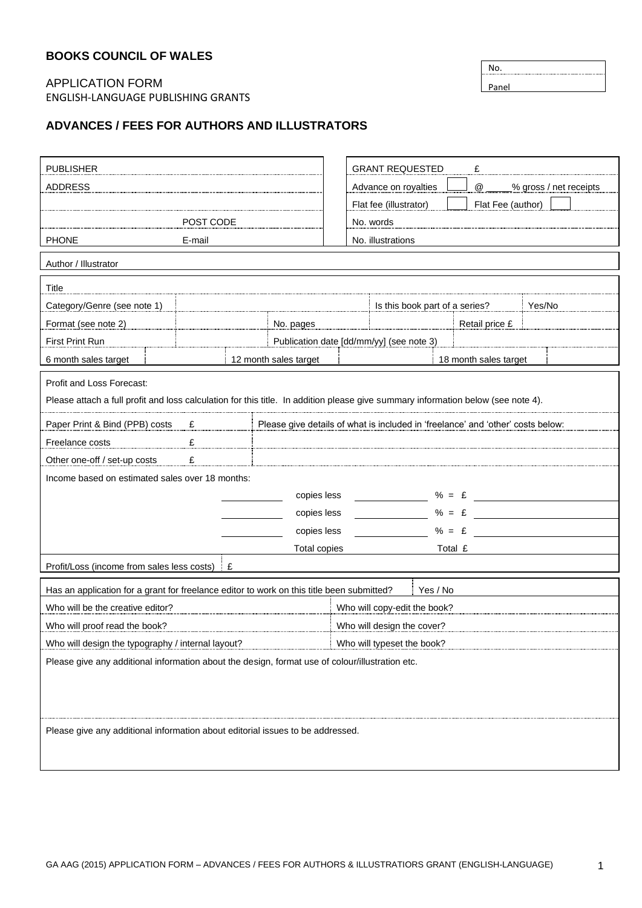**BOOKS COUNCIL OF WALES**

| No. |
|---|
| Panel |

APPLICATION FORM
ENGLISH-LANGUAGE PUBLISHING GRANTS

## ADVANCES / FEES FOR AUTHORS AND ILLUSTRATORS

| PUBLISHER | | GRANT REQUESTED £ | |
|---|---|---|---|
| ADDRESS | | Advance on royalties | @ ___ % gross / net receipts |
| | | Flat fee (illustrator) | Flat Fee (author) |
| | POST CODE | No. words | |
| PHONE | E-mail | No. illustrations | |

| Author / Illustrator |
|---|

| Title | | | | | |
|---|---|---|---|---|---|
| Category/Genre (see note 1) | | | Is this book part of a series? | | Yes/No |
| Format (see note 2) | | No. pages | | Retail price £ | |
| First Print Run | | Publication date [dd/mm/yy] (see note 3) | | | |
| 6 month sales target | | 12 month sales target | | 18 month sales target | |

Profit and Loss Forecast:

Please attach a full profit and loss calculation for this title. In addition please give summary information below (see note 4).

| | | |
|---|---|---|
| Paper Print & Bind (PPB) costs | £ | Please give details of what is included in 'freelance' and 'other' costs below: |
| Freelance costs | £ | |
| Other one-off / set-up costs | £ | |

Income based on estimated sales over 18 months:

| | | | | |
|---|---|---|---|---|
| ______ | copies less | ______ | % = £ | ______ |
| ______ | copies less | ______ | % = £ | ______ |
| ______ | copies less | ______ | % = £ | ______ |
| | Total copies | | Total £ | |

Profit/Loss (income from sales less costs) £

| Has an application for a grant for freelance editor to work on this title been submitted? | Yes / No |
|---|---|
| Who will be the creative editor? | Who will copy-edit the book? |
| Who will proof read the book? | Who will design the cover? |
| Who will design the typography / internal layout? | Who will typeset the book? |

Please give any additional information about the design, format use of colour/illustration etc.

Please give any additional information about editorial issues to be addressed.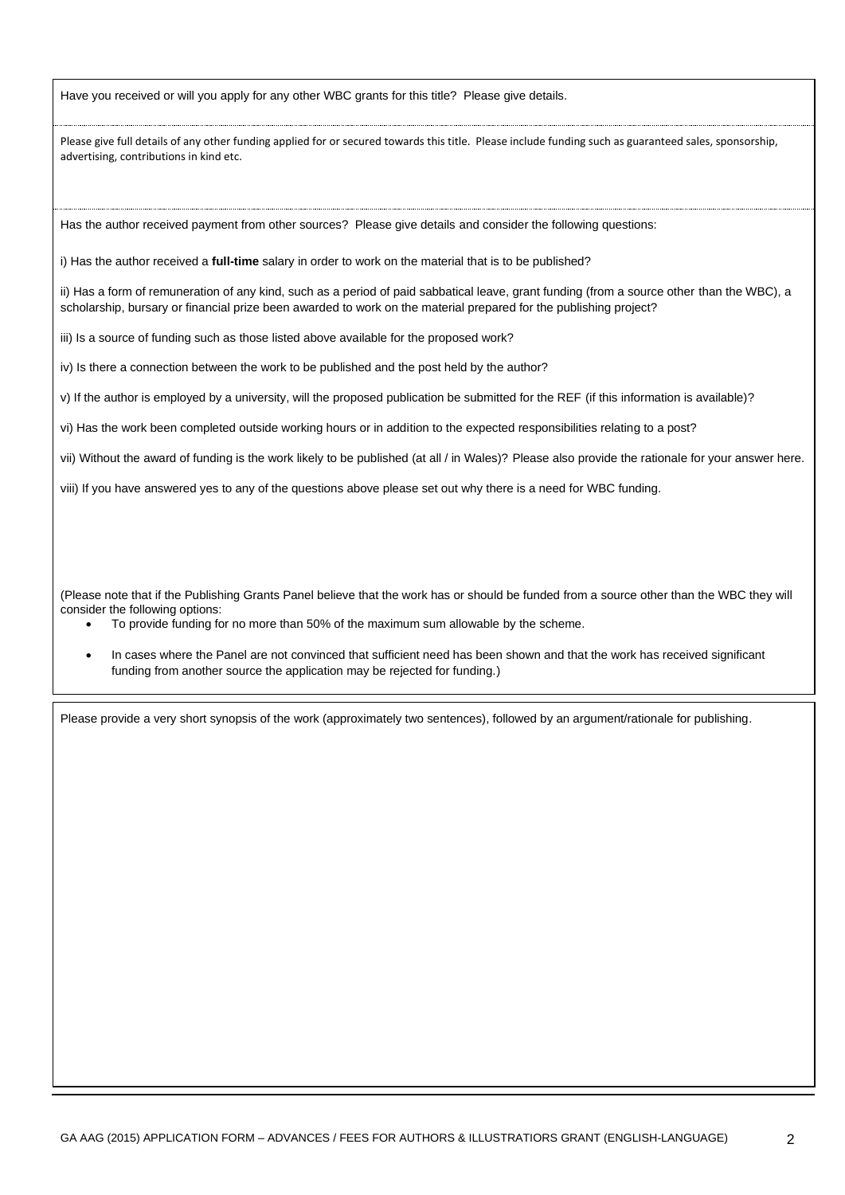Have you received or will you apply for any other WBC grants for this title? Please give details.

Please give full details of any other funding applied for or secured towards this title. Please include funding such as guaranteed sales, sponsorship, advertising, contributions in kind etc.

Has the author received payment from other sources? Please give details and consider the following questions:

i) Has the author received a **full-time** salary in order to work on the material that is to be published?

ii) Has a form of remuneration of any kind, such as a period of paid sabbatical leave, grant funding (from a source other than the WBC), a scholarship, bursary or financial prize been awarded to work on the material prepared for the publishing project?

iii) Is a source of funding such as those listed above available for the proposed work?

iv) Is there a connection between the work to be published and the post held by the author?

v) If the author is employed by a university, will the proposed publication be submitted for the REF (if this information is available)?

vi) Has the work been completed outside working hours or in addition to the expected responsibilities relating to a post?

vii) Without the award of funding is the work likely to be published (at all / in Wales)? Please also provide the rationale for your answer here.

viii) If you have answered yes to any of the questions above please set out why there is a need for WBC funding.

(Please note that if the Publishing Grants Panel believe that the work has or should be funded from a source other than the WBC they will consider the following options:

- To provide funding for no more than 50% of the maximum sum allowable by the scheme.
- In cases where the Panel are not convinced that sufficient need has been shown and that the work has received significant funding from another source the application may be rejected for funding.)

Please provide a very short synopsis of the work (approximately two sentences), followed by an argument/rationale for publishing.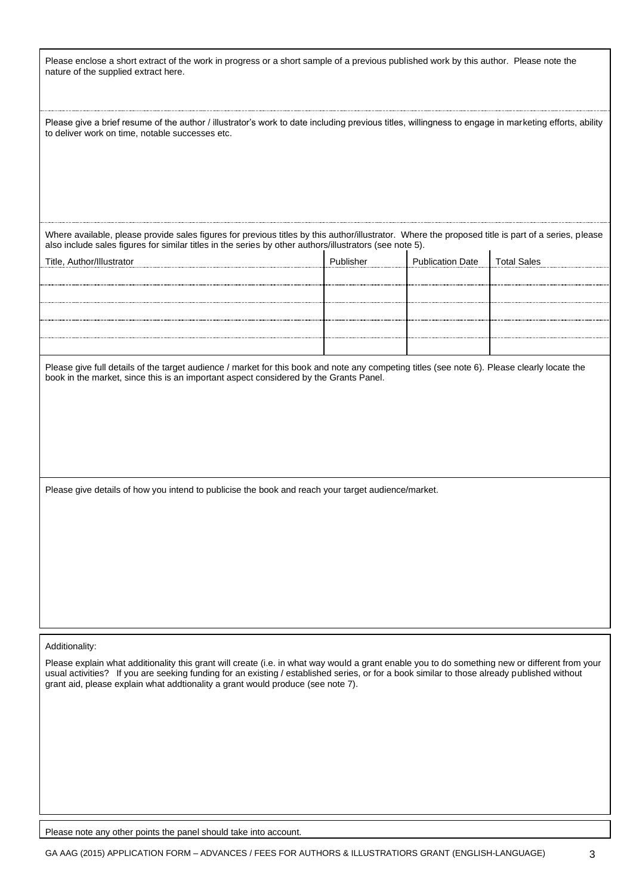Please enclose a short extract of the work in progress or a short sample of a previous published work by this author. Please note the nature of the supplied extract here.

Please give a brief resume of the author / illustrator's work to date including previous titles, willingness to engage in marketing efforts, ability to deliver work on time, notable successes etc.

Where available, please provide sales figures for previous titles by this author/illustrator. Where the proposed title is part of a series, please also include sales figures for similar titles in the series by other authors/illustrators (see note 5).

| Title, Author/Illustrator | Publisher | Publication Date | Total Sales |
|---|---|---|---|
| | | | |
| | | | |
| | | | |
| | | | |
| | | | |

Please give full details of the target audience / market for this book and note any competing titles (see note 6). Please clearly locate the book in the market, since this is an important aspect considered by the Grants Panel.

Please give details of how you intend to publicise the book and reach your target audience/market.

Additionality:

Please explain what additionality this grant will create (i.e. in what way would a grant enable you to do something new or different from your usual activities? If you are seeking funding for an existing / established series, or for a book similar to those already published without grant aid, please explain what addtionality a grant would produce (see note 7).

Please note any other points the panel should take into account.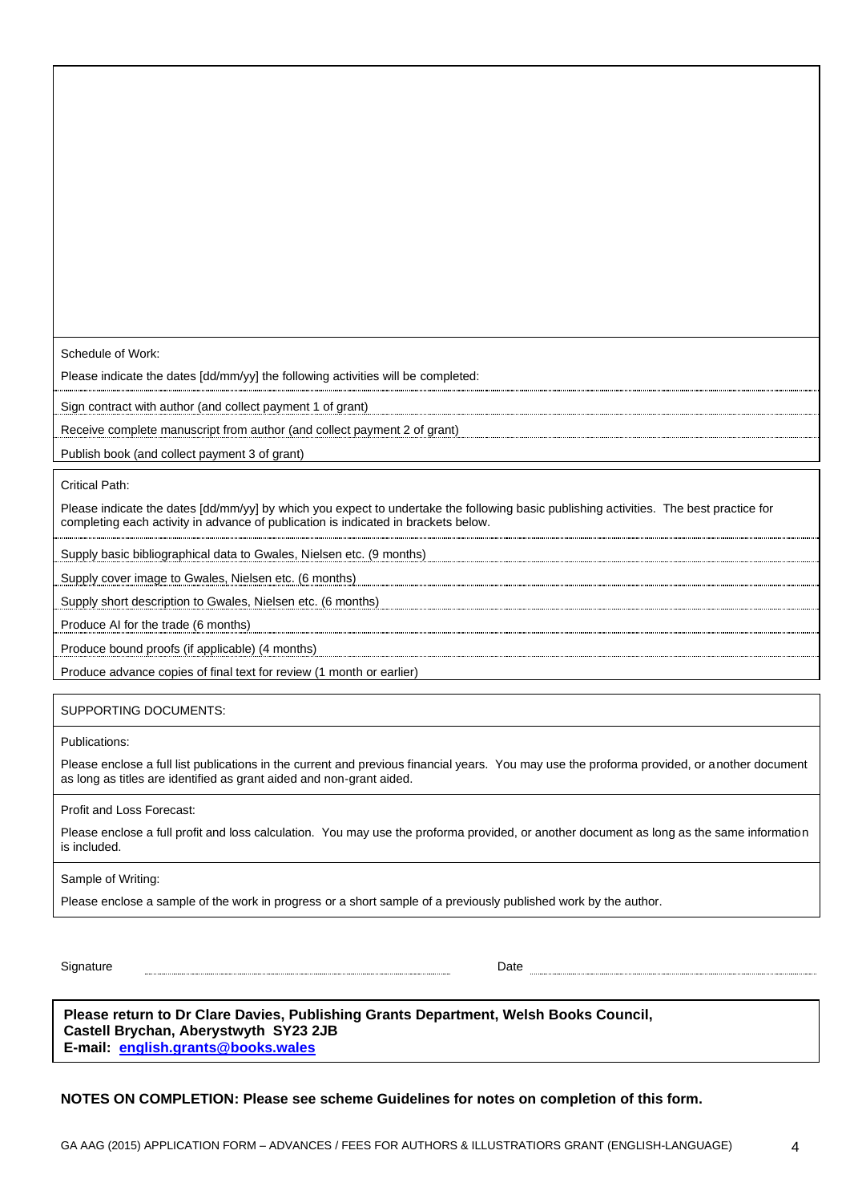Schedule of Work:

Please indicate the dates [dd/mm/yy] the following activities will be completed:

Sign contract with author (and collect payment 1 of grant)

Receive complete manuscript from author (and collect payment 2 of grant)

Publish book (and collect payment 3 of grant)

Critical Path:

Please indicate the dates [dd/mm/yy] by which you expect to undertake the following basic publishing activities. The best practice for completing each activity in advance of publication is indicated in brackets below.

Supply basic bibliographical data to Gwales, Nielsen etc. (9 months)

Supply cover image to Gwales, Nielsen etc. (6 months)

Supply short description to Gwales, Nielsen etc. (6 months)

Produce AI for the trade (6 months)

Produce bound proofs (if applicable) (4 months)

Produce advance copies of final text for review (1 month or earlier)

SUPPORTING DOCUMENTS:

Publications:

Please enclose a full list publications in the current and previous financial years. You may use the proforma provided, or another document as long as titles are identified as grant aided and non-grant aided.

Profit and Loss Forecast:

Please enclose a full profit and loss calculation. You may use the proforma provided, or another document as long as the same information is included.

Sample of Writing:

Please enclose a sample of the work in progress or a short sample of a previously published work by the author.

Signature ........................................ Date ........................................

**Please return to Dr Clare Davies, Publishing Grants Department, Welsh Books Council, Castell Brychan, Aberystwyth SY23 2JB**
**E-mail: english.grants@books.wales**

**NOTES ON COMPLETION: Please see scheme Guidelines for notes on completion of this form.**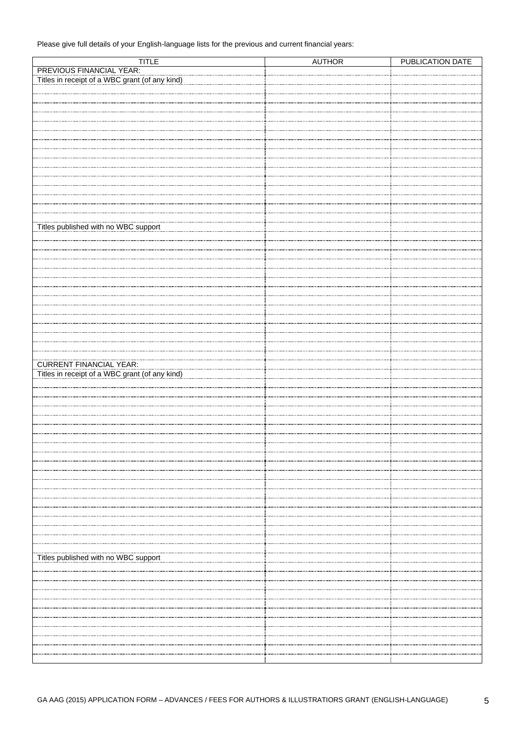Please give full details of your English-language lists for the previous and current financial years:

| TITLE | AUTHOR | PUBLICATION DATE |
|---|---|---|
| PREVIOUS FINANCIAL YEAR: | | |
| Titles in receipt of a WBC grant (of any kind) | | |
| | | |
| | | |
| | | |
| | | |
| | | |
| | | |
| | | |
| | | |
| | | |
| | | |
| | | |
| | | |
| | | |
| | | |
| | | |
| Titles published with no WBC support | | |
| | | |
| | | |
| | | |
| | | |
| | | |
| | | |
| | | |
| | | |
| | | |
| | | |
| | | |
| | | |
| | | |
| | | |
| CURRENT FINANCIAL YEAR: | | |
| Titles in receipt of a WBC grant (of any kind) | | |
| | | |
| | | |
| | | |
| | | |
| | | |
| | | |
| | | |
| | | |
| | | |
| | | |
| | | |
| | | |
| | | |
| | | |
| | | |
| | | |
| | | |
| | | |
| Titles published with no WBC support | | |
| | | |
| | | |
| | | |
| | | |
| | | |
| | | |
| | | |
| | | |
| | | |
| | | |
| | | |

GA AAG (2015) APPLICATION FORM – ADVANCES / FEES FOR AUTHORS & ILLUSTRATIORS GRANT (ENGLISH-LANGUAGE)